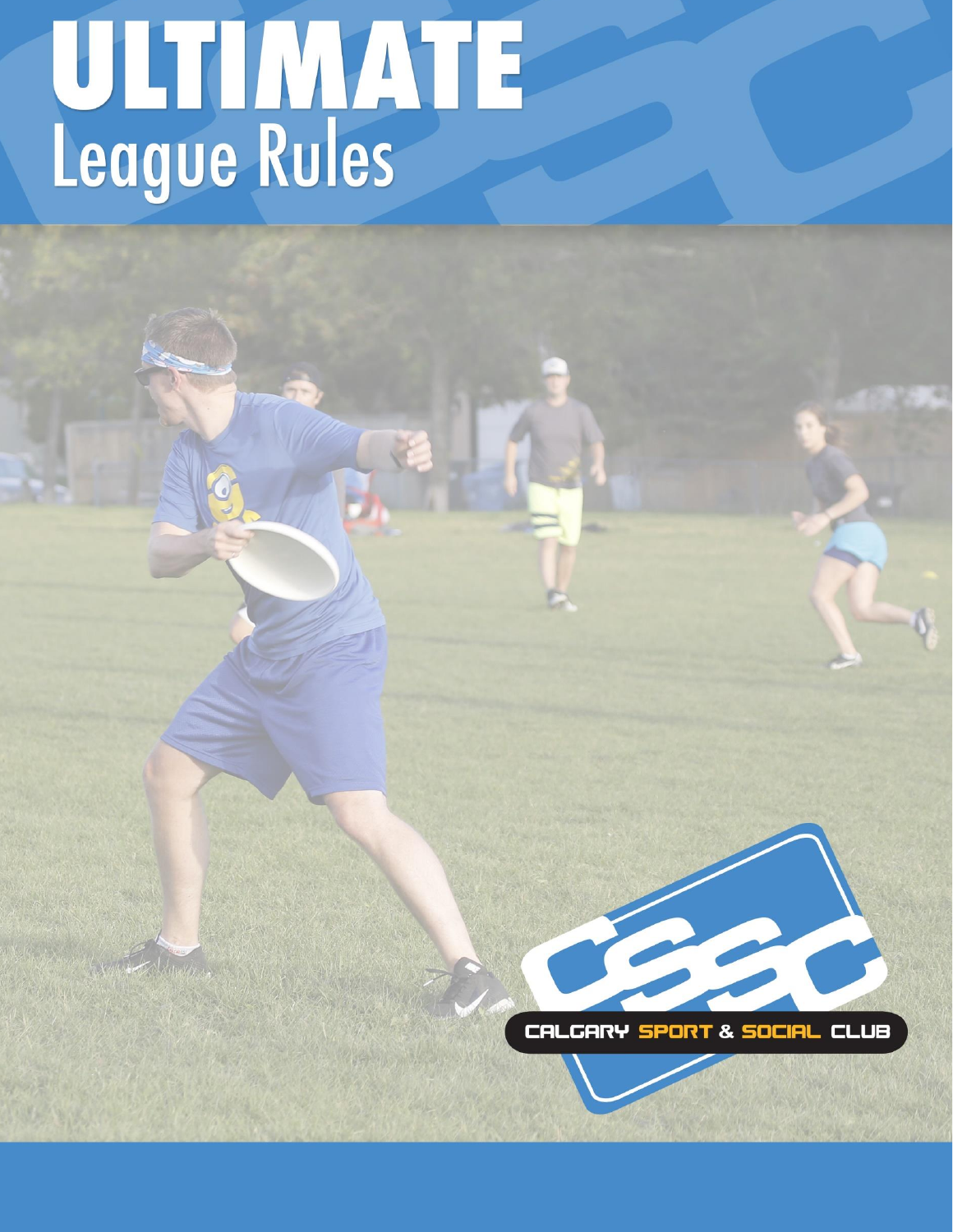# ULTIMATE
## League Rules

CALGARY SPORT & SOCIAL CLUB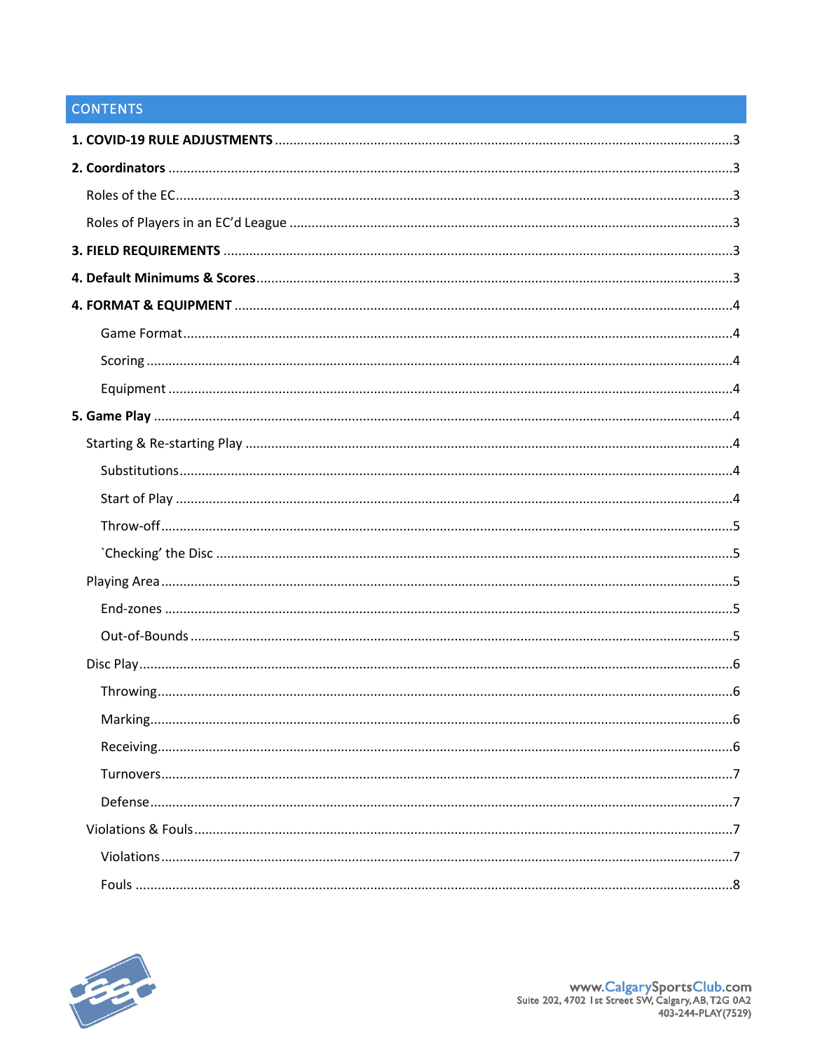## CONTENTS

**1. COVID-19 RULE ADJUSTMENTS** ........................................ 3

**2. Coordinators** ........................................ 3

- Roles of the EC ........................................ 3
- Roles of Players in an EC'd League ........................................ 3

**3. FIELD REQUIREMENTS** ........................................ 3

**4. Default Minimums & Scores** ........................................ 3

**4. FORMAT & EQUIPMENT** ........................................ 4

- Game Format ........................................ 4
- Scoring ........................................ 4
- Equipment ........................................ 4

**5. Game Play** ........................................ 4

- Starting & Re-starting Play ........................................ 4
  - Substitutions ........................................ 4
  - Start of Play ........................................ 4
  - Throw-off ........................................ 5
  - `Checking' the Disc ........................................ 5
- Playing Area ........................................ 5
  - End-zones ........................................ 5
  - Out-of-Bounds ........................................ 5
- Disc Play ........................................ 6
  - Throwing ........................................ 6
  - Marking ........................................ 6
  - Receiving ........................................ 6
  - Turnovers ........................................ 7
  - Defense ........................................ 7
- Violations & Fouls ........................................ 7
  - Violations ........................................ 7
  - Fouls ........................................ 8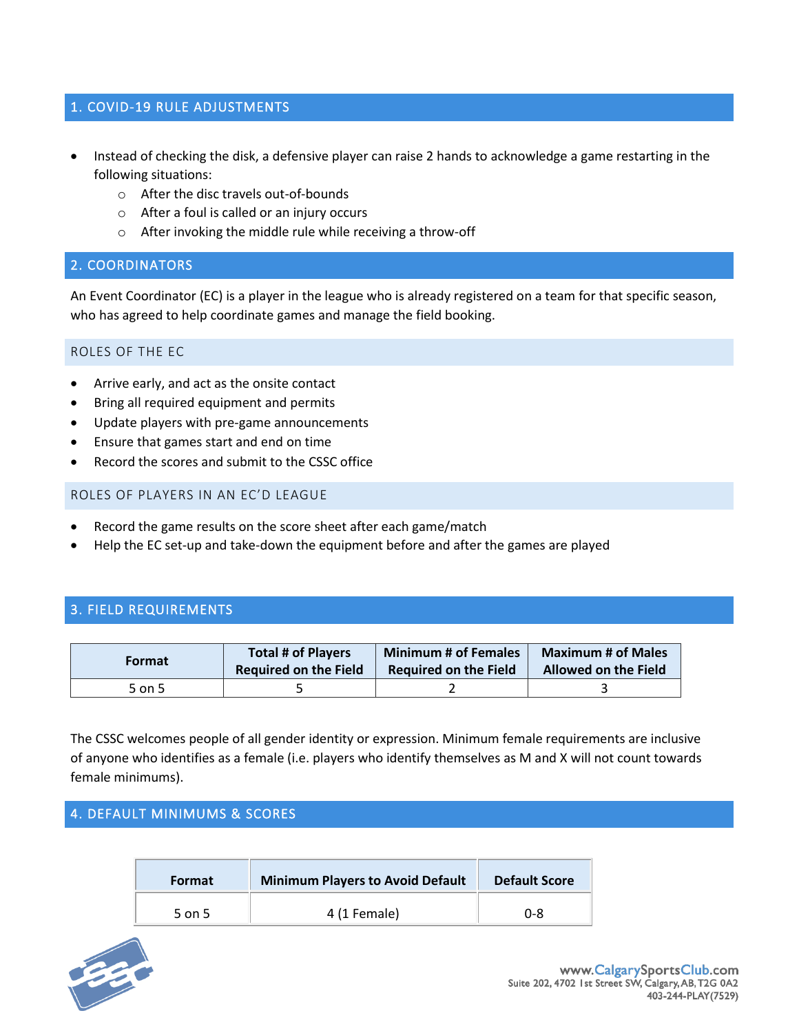## 1. COVID-19 RULE ADJUSTMENTS

- Instead of checking the disk, a defensive player can raise 2 hands to acknowledge a game restarting in the following situations:
  - After the disc travels out-of-bounds
  - After a foul is called or an injury occurs
  - After invoking the middle rule while receiving a throw-off

## 2. COORDINATORS

An Event Coordinator (EC) is a player in the league who is already registered on a team for that specific season, who has agreed to help coordinate games and manage the field booking.

### ROLES OF THE EC

- Arrive early, and act as the onsite contact
- Bring all required equipment and permits
- Update players with pre-game announcements
- Ensure that games start and end on time
- Record the scores and submit to the CSSC office

### ROLES OF PLAYERS IN AN EC'D LEAGUE

- Record the game results on the score sheet after each game/match
- Help the EC set-up and take-down the equipment before and after the games are played

## 3. FIELD REQUIREMENTS

| Format | Total # of Players Required on the Field | Minimum # of Females Required on the Field | Maximum # of Males Allowed on the Field |
|---|---|---|---|
| 5 on 5 | 5 | 2 | 3 |

The CSSC welcomes people of all gender identity or expression. Minimum female requirements are inclusive of anyone who identifies as a female (i.e. players who identify themselves as M and X will not count towards female minimums).

## 4. DEFAULT MINIMUMS & SCORES

| Format | Minimum Players to Avoid Default | Default Score |
|---|---|---|
| 5 on 5 | 4 (1 Female) | 0-8 |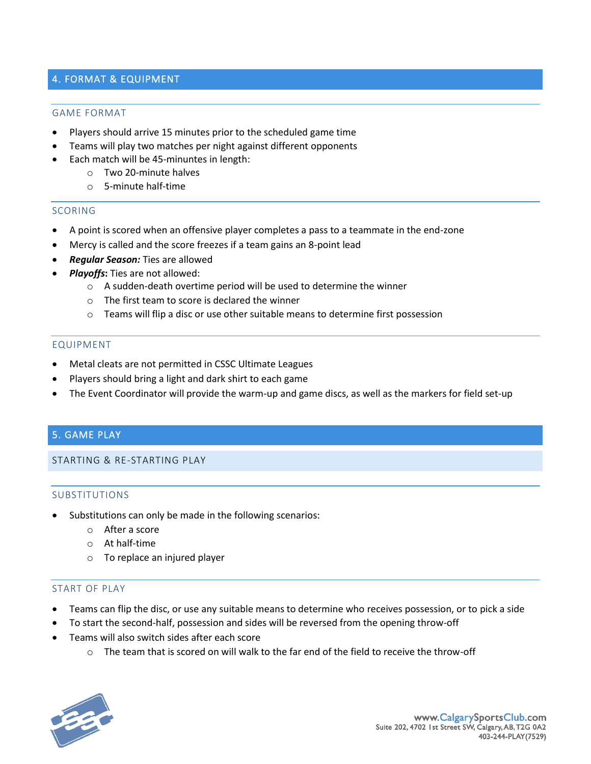## 4. FORMAT & EQUIPMENT

### GAME FORMAT

- Players should arrive 15 minutes prior to the scheduled game time
- Teams will play two matches per night against different opponents
- Each match will be 45-minuntes in length:
  - Two 20-minute halves
  - 5-minute half-time

### SCORING

- A point is scored when an offensive player completes a pass to a teammate in the end-zone
- Mercy is called and the score freezes if a team gains an 8-point lead
- ***Regular Season:*** Ties are allowed
- ***Playoffs*:** Ties are not allowed:
  - A sudden-death overtime period will be used to determine the winner
  - The first team to score is declared the winner
  - Teams will flip a disc or use other suitable means to determine first possession

### EQUIPMENT

- Metal cleats are not permitted in CSSC Ultimate Leagues
- Players should bring a light and dark shirt to each game
- The Event Coordinator will provide the warm-up and game discs, as well as the markers for field set-up

## 5. GAME PLAY

### STARTING & RE-STARTING PLAY

### SUBSTITUTIONS

- Substitutions can only be made in the following scenarios:
  - After a score
  - At half-time
  - To replace an injured player

### START OF PLAY

- Teams can flip the disc, or use any suitable means to determine who receives possession, or to pick a side
- To start the second-half, possession and sides will be reversed from the opening throw-off
- Teams will also switch sides after each score
  - The team that is scored on will walk to the far end of the field to receive the throw-off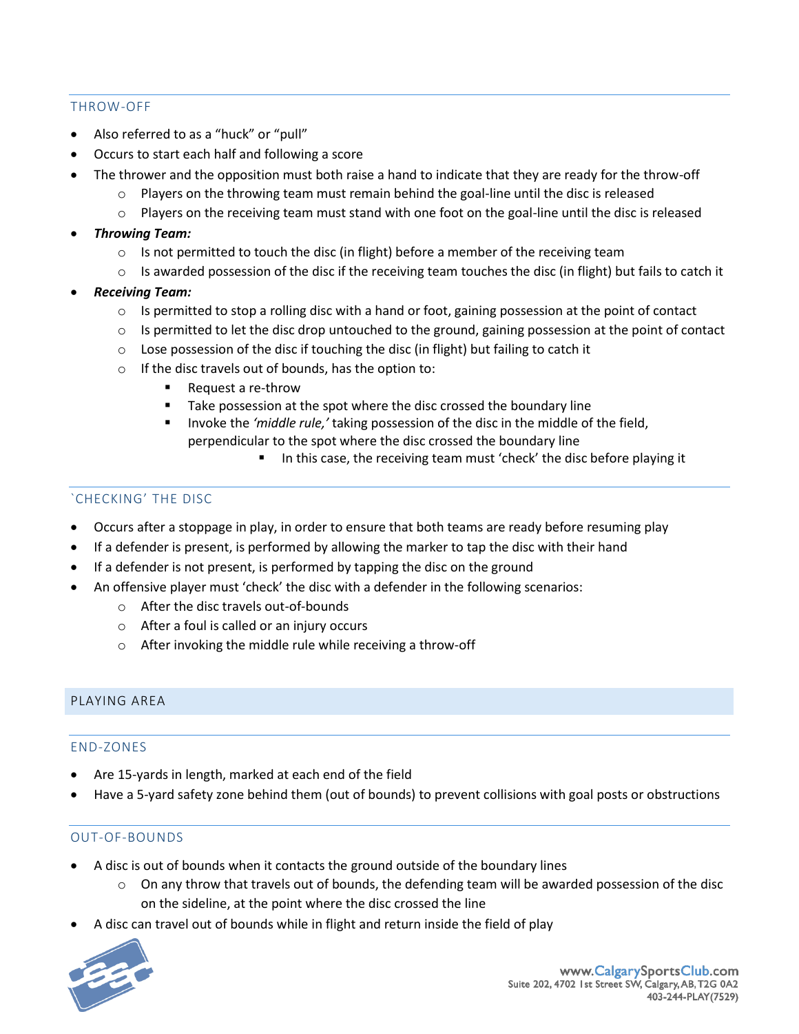### THROW-OFF

- Also referred to as a "huck" or "pull"
- Occurs to start each half and following a score
- The thrower and the opposition must both raise a hand to indicate that they are ready for the throw-off
  - Players on the throwing team must remain behind the goal-line until the disc is released
  - Players on the receiving team must stand with one foot on the goal-line until the disc is released
- ***Throwing Team:***
  - Is not permitted to touch the disc (in flight) before a member of the receiving team
  - Is awarded possession of the disc if the receiving team touches the disc (in flight) but fails to catch it
- ***Receiving Team:***
  - Is permitted to stop a rolling disc with a hand or foot, gaining possession at the point of contact
  - Is permitted to let the disc drop untouched to the ground, gaining possession at the point of contact
  - Lose possession of the disc if touching the disc (in flight) but failing to catch it
  - If the disc travels out of bounds, has the option to:
    - Request a re-throw
    - Take possession at the spot where the disc crossed the boundary line
    - Invoke the *'middle rule,'* taking possession of the disc in the middle of the field, perpendicular to the spot where the disc crossed the boundary line
      - In this case, the receiving team must 'check' the disc before playing it

### `CHECKING' THE DISC

- Occurs after a stoppage in play, in order to ensure that both teams are ready before resuming play
- If a defender is present, is performed by allowing the marker to tap the disc with their hand
- If a defender is not present, is performed by tapping the disc on the ground
- An offensive player must 'check' the disc with a defender in the following scenarios:
  - After the disc travels out-of-bounds
  - After a foul is called or an injury occurs
  - After invoking the middle rule while receiving a throw-off

## PLAYING AREA

### END-ZONES

- Are 15-yards in length, marked at each end of the field
- Have a 5-yard safety zone behind them (out of bounds) to prevent collisions with goal posts or obstructions

### OUT-OF-BOUNDS

- A disc is out of bounds when it contacts the ground outside of the boundary lines
  - On any throw that travels out of bounds, the defending team will be awarded possession of the disc on the sideline, at the point where the disc crossed the line
- A disc can travel out of bounds while in flight and return inside the field of play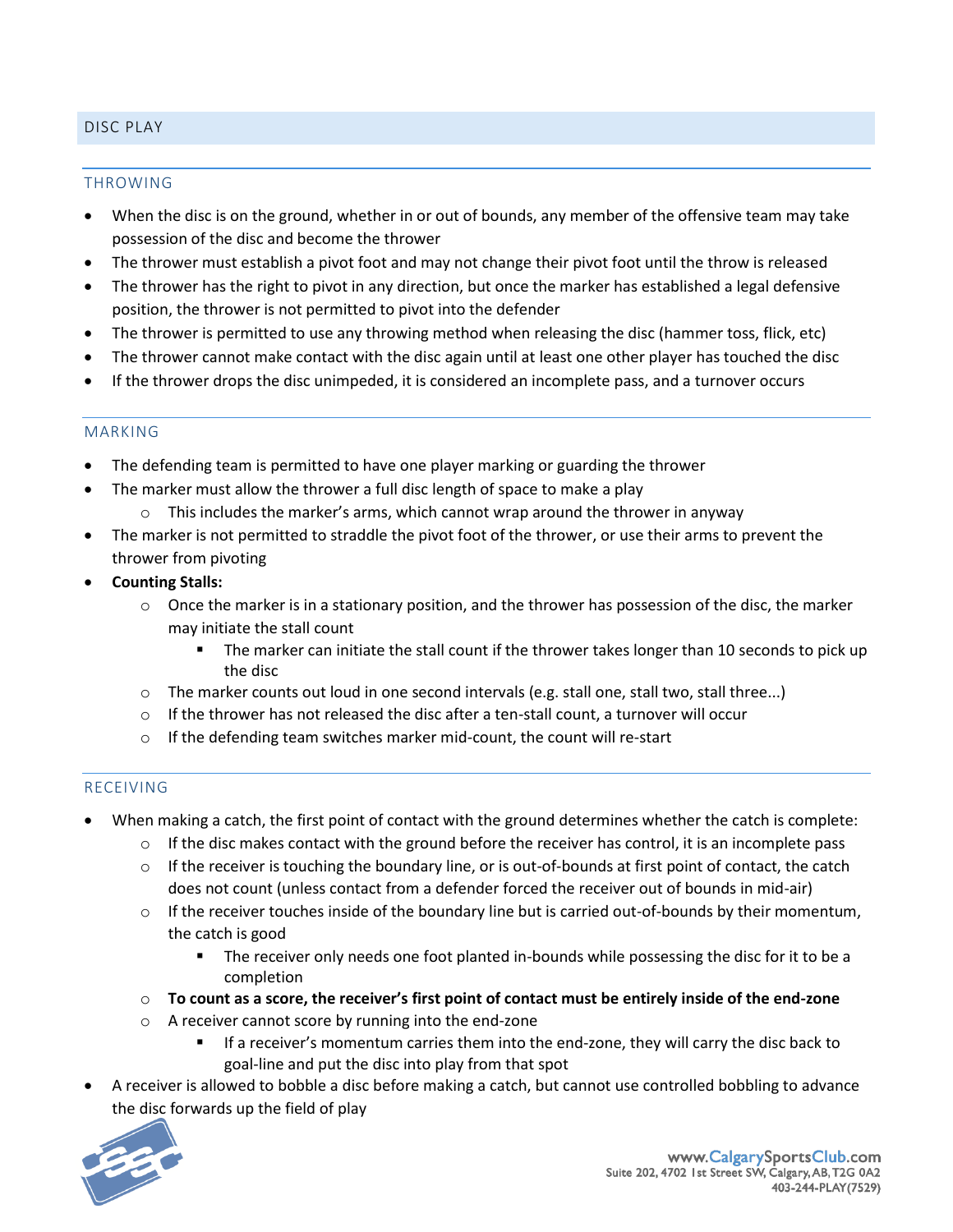## DISC PLAY

### THROWING

- When the disc is on the ground, whether in or out of bounds, any member of the offensive team may take possession of the disc and become the thrower
- The thrower must establish a pivot foot and may not change their pivot foot until the throw is released
- The thrower has the right to pivot in any direction, but once the marker has established a legal defensive position, the thrower is not permitted to pivot into the defender
- The thrower is permitted to use any throwing method when releasing the disc (hammer toss, flick, etc)
- The thrower cannot make contact with the disc again until at least one other player has touched the disc
- If the thrower drops the disc unimpeded, it is considered an incomplete pass, and a turnover occurs

### MARKING

- The defending team is permitted to have one player marking or guarding the thrower
- The marker must allow the thrower a full disc length of space to make a play
  - This includes the marker's arms, which cannot wrap around the thrower in anyway
- The marker is not permitted to straddle the pivot foot of the thrower, or use their arms to prevent the thrower from pivoting
- **Counting Stalls:**
  - Once the marker is in a stationary position, and the thrower has possession of the disc, the marker may initiate the stall count
    - The marker can initiate the stall count if the thrower takes longer than 10 seconds to pick up the disc
  - The marker counts out loud in one second intervals (e.g. stall one, stall two, stall three...)
  - If the thrower has not released the disc after a ten-stall count, a turnover will occur
  - If the defending team switches marker mid-count, the count will re-start

### RECEIVING

- When making a catch, the first point of contact with the ground determines whether the catch is complete:
  - If the disc makes contact with the ground before the receiver has control, it is an incomplete pass
  - If the receiver is touching the boundary line, or is out-of-bounds at first point of contact, the catch does not count (unless contact from a defender forced the receiver out of bounds in mid-air)
  - If the receiver touches inside of the boundary line but is carried out-of-bounds by their momentum, the catch is good
    - The receiver only needs one foot planted in-bounds while possessing the disc for it to be a completion
  - **To count as a score, the receiver's first point of contact must be entirely inside of the end-zone**
  - A receiver cannot score by running into the end-zone
    - If a receiver's momentum carries them into the end-zone, they will carry the disc back to goal-line and put the disc into play from that spot
- A receiver is allowed to bobble a disc before making a catch, but cannot use controlled bobbling to advance the disc forwards up the field of play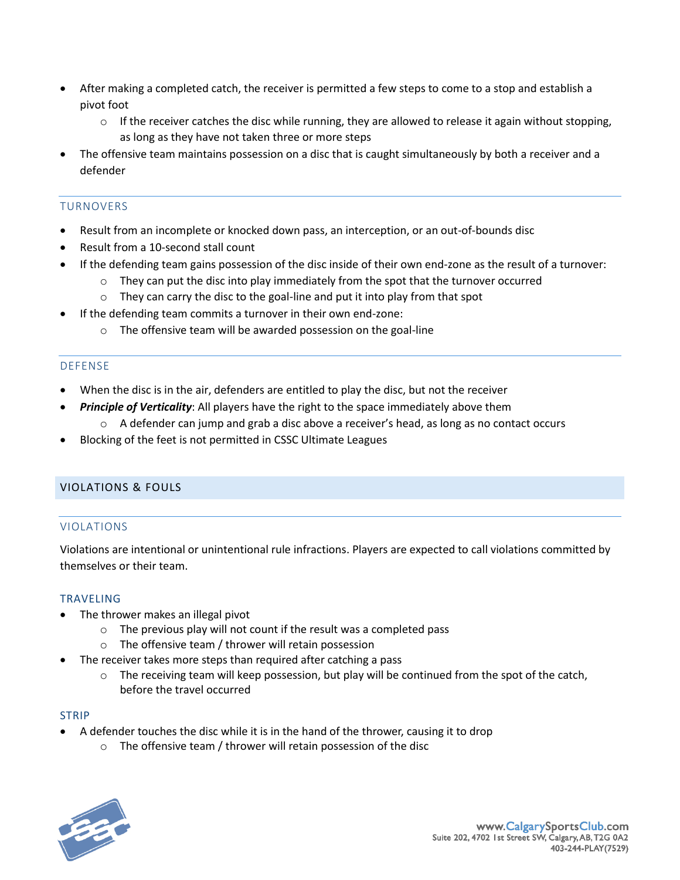- After making a completed catch, the receiver is permitted a few steps to come to a stop and establish a pivot foot
    - If the receiver catches the disc while running, they are allowed to release it again without stopping, as long as they have not taken three or more steps
- The offensive team maintains possession on a disc that is caught simultaneously by both a receiver and a defender

### TURNOVERS

- Result from an incomplete or knocked down pass, an interception, or an out-of-bounds disc
- Result from a 10-second stall count
- If the defending team gains possession of the disc inside of their own end-zone as the result of a turnover:
    - They can put the disc into play immediately from the spot that the turnover occurred
    - They can carry the disc to the goal-line and put it into play from that spot
- If the defending team commits a turnover in their own end-zone:
    - The offensive team will be awarded possession on the goal-line

### DEFENSE

- When the disc is in the air, defenders are entitled to play the disc, but not the receiver
- ***Principle of Verticality***: All players have the right to the space immediately above them
    - A defender can jump and grab a disc above a receiver's head, as long as no contact occurs
- Blocking of the feet is not permitted in CSSC Ultimate Leagues

## VIOLATIONS & FOULS

### VIOLATIONS

Violations are intentional or unintentional rule infractions. Players are expected to call violations committed by themselves or their team.

#### TRAVELING

- The thrower makes an illegal pivot
    - The previous play will not count if the result was a completed pass
    - The offensive team / thrower will retain possession
- The receiver takes more steps than required after catching a pass
    - The receiving team will keep possession, but play will be continued from the spot of the catch, before the travel occurred

#### STRIP

- A defender touches the disc while it is in the hand of the thrower, causing it to drop
    - The offensive team / thrower will retain possession of the disc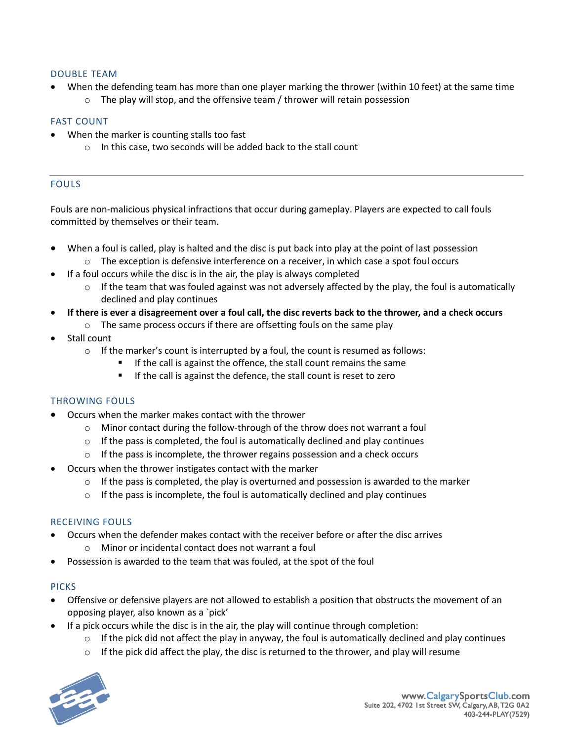## DOUBLE TEAM

- When the defending team has more than one player marking the thrower (within 10 feet) at the same time
  - The play will stop, and the offensive team / thrower will retain possession

## FAST COUNT

- When the marker is counting stalls too fast
  - In this case, two seconds will be added back to the stall count

---

## FOULS

Fouls are non-malicious physical infractions that occur during gameplay. Players are expected to call fouls committed by themselves or their team.

- When a foul is called, play is halted and the disc is put back into play at the point of last possession
  - The exception is defensive interference on a receiver, in which case a spot foul occurs
- If a foul occurs while the disc is in the air, the play is always completed
  - If the team that was fouled against was not adversely affected by the play, the foul is automatically declined and play continues
- **If there is ever a disagreement over a foul call, the disc reverts back to the thrower, and a check occurs**
  - The same process occurs if there are offsetting fouls on the same play
- Stall count
  - If the marker's count is interrupted by a foul, the count is resumed as follows:
    - If the call is against the offence, the stall count remains the same
    - If the call is against the defence, the stall count is reset to zero

## THROWING FOULS

- Occurs when the marker makes contact with the thrower
  - Minor contact during the follow-through of the throw does not warrant a foul
  - If the pass is completed, the foul is automatically declined and play continues
  - If the pass is incomplete, the thrower regains possession and a check occurs
- Occurs when the thrower instigates contact with the marker
  - If the pass is completed, the play is overturned and possession is awarded to the marker
  - If the pass is incomplete, the foul is automatically declined and play continues

## RECEIVING FOULS

- Occurs when the defender makes contact with the receiver before or after the disc arrives
  - Minor or incidental contact does not warrant a foul
- Possession is awarded to the team that was fouled, at the spot of the foul

## PICKS

- Offensive or defensive players are not allowed to establish a position that obstructs the movement of an opposing player, also known as a `pick'
- If a pick occurs while the disc is in the air, the play will continue through completion:
  - If the pick did not affect the play in anyway, the foul is automatically declined and play continues
  - If the pick did affect the play, the disc is returned to the thrower, and play will resume